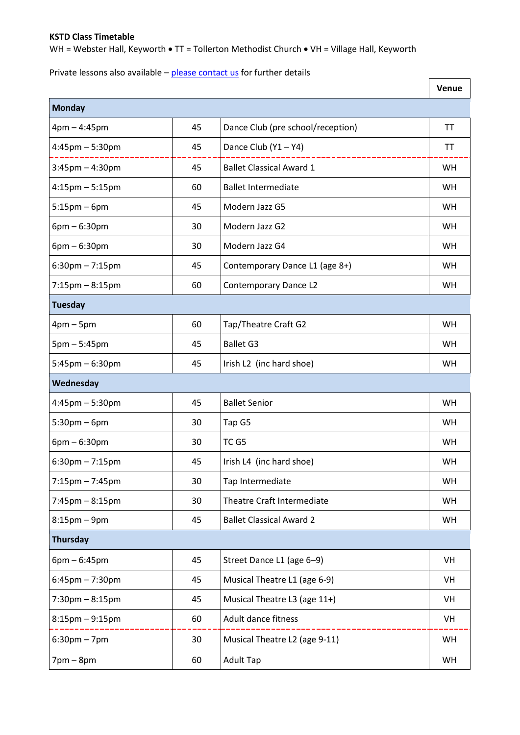**KSTD Class Timetable**

WH = Webster Hall, Keyworth • TT = Tollerton Methodist Church • VH = Village Hall, Keyworth

Private lessons also available – please contact us for further details

| | | | Venue |
|---|---|---|---|
| **Monday** | | | |
| 4pm – 4:45pm | 45 | Dance Club (pre school/reception) | TT |
| 4:45pm – 5:30pm | 45 | Dance Club (Y1 – Y4) | TT |
| 3:45pm – 4:30pm | 45 | Ballet Classical Award 1 | WH |
| 4:15pm – 5:15pm | 60 | Ballet Intermediate | WH |
| 5:15pm – 6pm | 45 | Modern Jazz G5 | WH |
| 6pm – 6:30pm | 30 | Modern Jazz G2 | WH |
| 6pm – 6:30pm | 30 | Modern Jazz G4 | WH |
| 6:30pm – 7:15pm | 45 | Contemporary Dance L1 (age 8+) | WH |
| 7:15pm – 8:15pm | 60 | Contemporary Dance L2 | WH |
| **Tuesday** | | | |
| 4pm – 5pm | 60 | Tap/Theatre Craft G2 | WH |
| 5pm – 5:45pm | 45 | Ballet G3 | WH |
| 5:45pm – 6:30pm | 45 | Irish L2 (inc hard shoe) | WH |
| **Wednesday** | | | |
| 4:45pm – 5:30pm | 45 | Ballet Senior | WH |
| 5:30pm – 6pm | 30 | Tap G5 | WH |
| 6pm – 6:30pm | 30 | TC G5 | WH |
| 6:30pm – 7:15pm | 45 | Irish L4 (inc hard shoe) | WH |
| 7:15pm – 7:45pm | 30 | Tap Intermediate | WH |
| 7:45pm – 8:15pm | 30 | Theatre Craft Intermediate | WH |
| 8:15pm – 9pm | 45 | Ballet Classical Award 2 | WH |
| **Thursday** | | | |
| 6pm – 6:45pm | 45 | Street Dance L1 (age 6–9) | VH |
| 6:45pm – 7:30pm | 45 | Musical Theatre L1 (age 6-9) | VH |
| 7:30pm – 8:15pm | 45 | Musical Theatre L3 (age 11+) | VH |
| 8:15pm – 9:15pm | 60 | Adult dance fitness | VH |
| 6:30pm – 7pm | 30 | Musical Theatre L2 (age 9-11) | WH |
| 7pm – 8pm | 60 | Adult Tap | WH |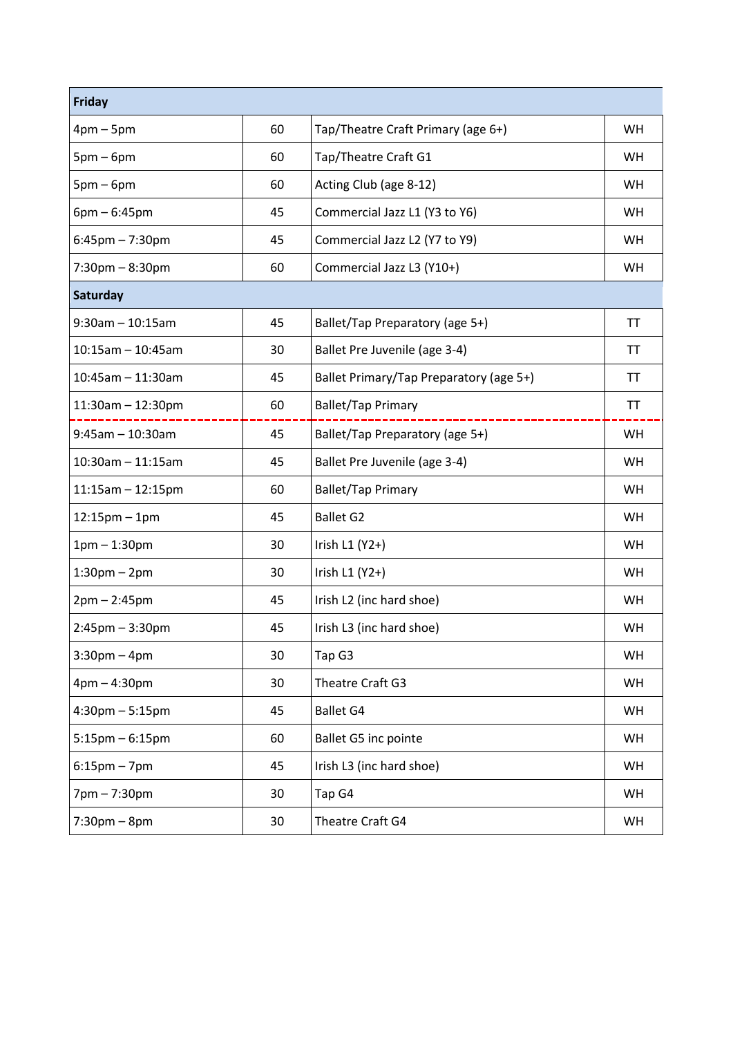| | | | |
|---|---|---|---|
| **Friday** | | | |
| 4pm – 5pm | 60 | Tap/Theatre Craft Primary (age 6+) | WH |
| 5pm – 6pm | 60 | Tap/Theatre Craft G1 | WH |
| 5pm – 6pm | 60 | Acting Club (age 8-12) | WH |
| 6pm – 6:45pm | 45 | Commercial Jazz L1 (Y3 to Y6) | WH |
| 6:45pm – 7:30pm | 45 | Commercial Jazz L2 (Y7 to Y9) | WH |
| 7:30pm – 8:30pm | 60 | Commercial Jazz L3 (Y10+) | WH |
| **Saturday** | | | |
| 9:30am – 10:15am | 45 | Ballet/Tap Preparatory (age 5+) | TT |
| 10:15am – 10:45am | 30 | Ballet Pre Juvenile (age 3-4) | TT |
| 10:45am – 11:30am | 45 | Ballet Primary/Tap Preparatory (age 5+) | TT |
| 11:30am – 12:30pm | 60 | Ballet/Tap Primary | TT |
| 9:45am – 10:30am | 45 | Ballet/Tap Preparatory (age 5+) | WH |
| 10:30am – 11:15am | 45 | Ballet Pre Juvenile (age 3-4) | WH |
| 11:15am – 12:15pm | 60 | Ballet/Tap Primary | WH |
| 12:15pm – 1pm | 45 | Ballet G2 | WH |
| 1pm – 1:30pm | 30 | Irish L1 (Y2+) | WH |
| 1:30pm – 2pm | 30 | Irish L1 (Y2+) | WH |
| 2pm – 2:45pm | 45 | Irish L2 (inc hard shoe) | WH |
| 2:45pm – 3:30pm | 45 | Irish L3 (inc hard shoe) | WH |
| 3:30pm – 4pm | 30 | Tap G3 | WH |
| 4pm – 4:30pm | 30 | Theatre Craft G3 | WH |
| 4:30pm – 5:15pm | 45 | Ballet G4 | WH |
| 5:15pm – 6:15pm | 60 | Ballet G5 inc pointe | WH |
| 6:15pm – 7pm | 45 | Irish L3 (inc hard shoe) | WH |
| 7pm – 7:30pm | 30 | Tap G4 | WH |
| 7:30pm – 8pm | 30 | Theatre Craft G4 | WH |